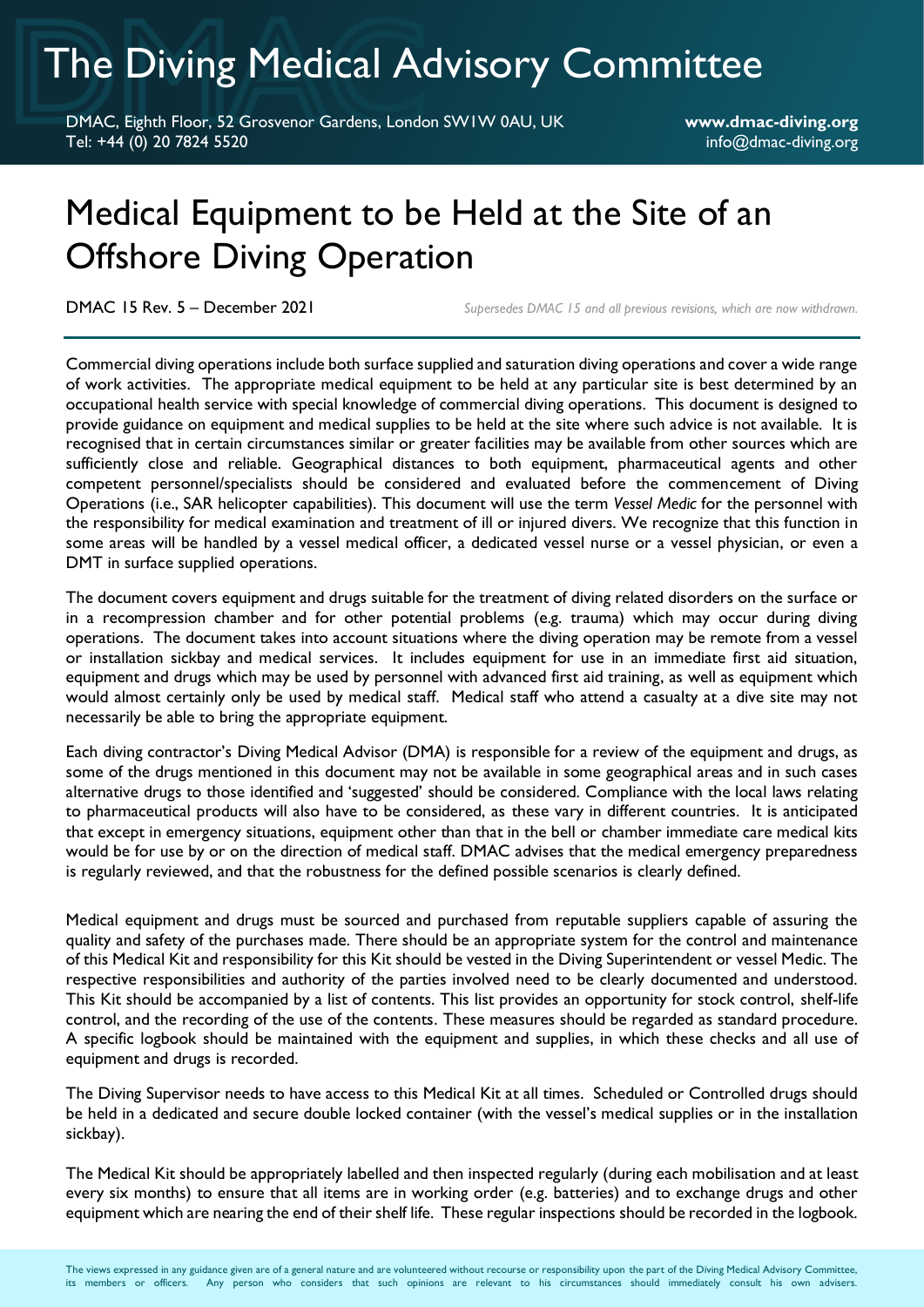# The Diving Medical Advisory Committee

DMAC, Eighth Floor, 52 Grosvenor Gardens, London SW1W 0AU, UK
Tel: +44 (0) 20 7824 5520

**www.dmac-diving.org**
info@dmac-diving.org

# Medical Equipment to be Held at the Site of an Offshore Diving Operation

DMAC 15 Rev. 5 – December 2021

*Supersedes DMAC 15 and all previous revisions, which are now withdrawn.*

Commercial diving operations include both surface supplied and saturation diving operations and cover a wide range of work activities. The appropriate medical equipment to be held at any particular site is best determined by an occupational health service with special knowledge of commercial diving operations. This document is designed to provide guidance on equipment and medical supplies to be held at the site where such advice is not available. It is recognised that in certain circumstances similar or greater facilities may be available from other sources which are sufficiently close and reliable. Geographical distances to both equipment, pharmaceutical agents and other competent personnel/specialists should be considered and evaluated before the commencement of Diving Operations (i.e., SAR helicopter capabilities). This document will use the term *Vessel Medic* for the personnel with the responsibility for medical examination and treatment of ill or injured divers. We recognize that this function in some areas will be handled by a vessel medical officer, a dedicated vessel nurse or a vessel physician, or even a DMT in surface supplied operations.

The document covers equipment and drugs suitable for the treatment of diving related disorders on the surface or in a recompression chamber and for other potential problems (e.g. trauma) which may occur during diving operations. The document takes into account situations where the diving operation may be remote from a vessel or installation sickbay and medical services. It includes equipment for use in an immediate first aid situation, equipment and drugs which may be used by personnel with advanced first aid training, as well as equipment which would almost certainly only be used by medical staff. Medical staff who attend a casualty at a dive site may not necessarily be able to bring the appropriate equipment.

Each diving contractor's Diving Medical Advisor (DMA) is responsible for a review of the equipment and drugs, as some of the drugs mentioned in this document may not be available in some geographical areas and in such cases alternative drugs to those identified and 'suggested' should be considered. Compliance with the local laws relating to pharmaceutical products will also have to be considered, as these vary in different countries. It is anticipated that except in emergency situations, equipment other than that in the bell or chamber immediate care medical kits would be for use by or on the direction of medical staff. DMAC advises that the medical emergency preparedness is regularly reviewed, and that the robustness for the defined possible scenarios is clearly defined.

Medical equipment and drugs must be sourced and purchased from reputable suppliers capable of assuring the quality and safety of the purchases made. There should be an appropriate system for the control and maintenance of this Medical Kit and responsibility for this Kit should be vested in the Diving Superintendent or vessel Medic. The respective responsibilities and authority of the parties involved need to be clearly documented and understood. This Kit should be accompanied by a list of contents. This list provides an opportunity for stock control, shelf-life control, and the recording of the use of the contents. These measures should be regarded as standard procedure. A specific logbook should be maintained with the equipment and supplies, in which these checks and all use of equipment and drugs is recorded.

The Diving Supervisor needs to have access to this Medical Kit at all times. Scheduled or Controlled drugs should be held in a dedicated and secure double locked container (with the vessel's medical supplies or in the installation sickbay).

The Medical Kit should be appropriately labelled and then inspected regularly (during each mobilisation and at least every six months) to ensure that all items are in working order (e.g. batteries) and to exchange drugs and other equipment which are nearing the end of their shelf life. These regular inspections should be recorded in the logbook.

The views expressed in any guidance given are of a general nature and are volunteered without recourse or responsibility upon the part of the Diving Medical Advisory Committee, its members or officers. Any person who considers that such opinions are relevant to his circumstances should immediately consult his own advisers.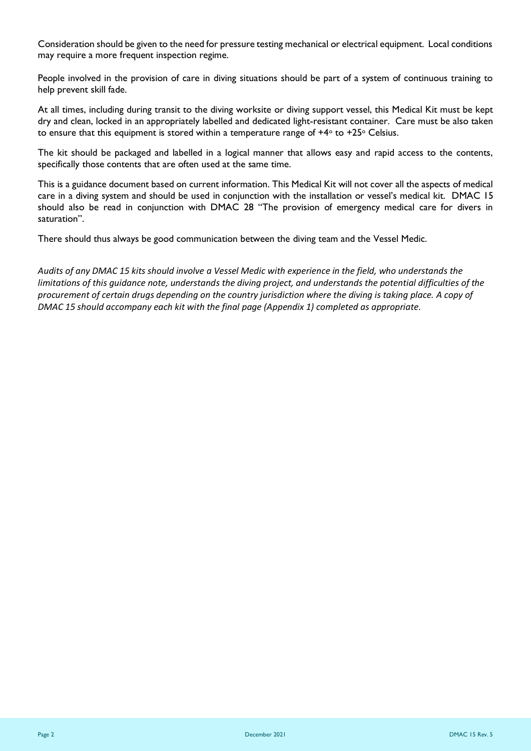Consideration should be given to the need for pressure testing mechanical or electrical equipment. Local conditions may require a more frequent inspection regime.

People involved in the provision of care in diving situations should be part of a system of continuous training to help prevent skill fade.

At all times, including during transit to the diving worksite or diving support vessel, this Medical Kit must be kept dry and clean, locked in an appropriately labelled and dedicated light-resistant container. Care must be also taken to ensure that this equipment is stored within a temperature range of +4° to +25° Celsius.

The kit should be packaged and labelled in a logical manner that allows easy and rapid access to the contents, specifically those contents that are often used at the same time.

This is a guidance document based on current information. This Medical Kit will not cover all the aspects of medical care in a diving system and should be used in conjunction with the installation or vessel's medical kit. DMAC 15 should also be read in conjunction with DMAC 28 "The provision of emergency medical care for divers in saturation".

There should thus always be good communication between the diving team and the Vessel Medic.

*Audits of any DMAC 15 kits should involve a Vessel Medic with experience in the field, who understands the limitations of this guidance note, understands the diving project, and understands the potential difficulties of the procurement of certain drugs depending on the country jurisdiction where the diving is taking place. A copy of DMAC 15 should accompany each kit with the final page (Appendix 1) completed as appropriate.*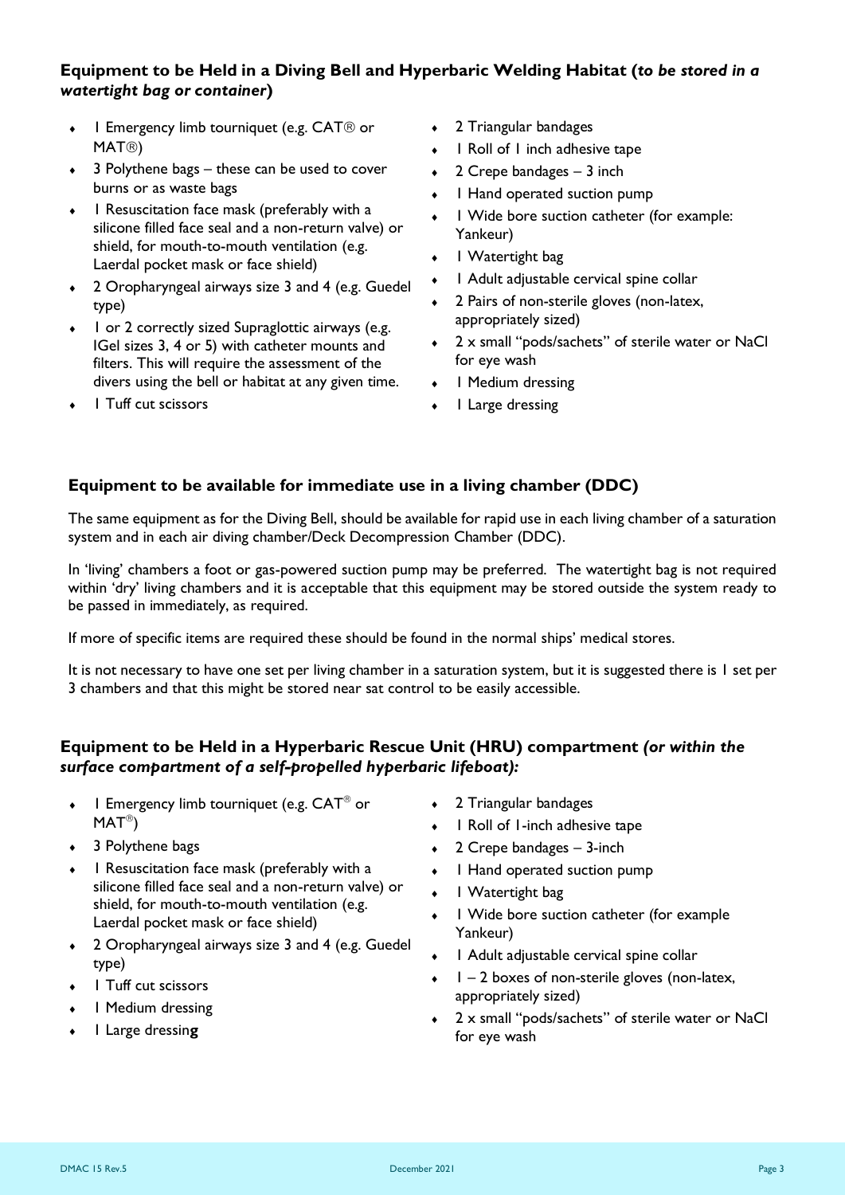### Equipment to be Held in a Diving Bell and Hyperbaric Welding Habitat (*to be stored in a watertight bag or container*)

- 1 Emergency limb tourniquet (e.g. CAT® or MAT®)
- 3 Polythene bags – these can be used to cover burns or as waste bags
- 1 Resuscitation face mask (preferably with a silicone filled face seal and a non-return valve) or shield, for mouth-to-mouth ventilation (e.g. Laerdal pocket mask or face shield)
- 2 Oropharyngeal airways size 3 and 4 (e.g. Guedel type)
- 1 or 2 correctly sized Supraglottic airways (e.g. IGel sizes 3, 4 or 5) with catheter mounts and filters. This will require the assessment of the divers using the bell or habitat at any given time.
- 1 Tuff cut scissors
- 2 Triangular bandages
- 1 Roll of 1 inch adhesive tape
- 2 Crepe bandages – 3 inch
- 1 Hand operated suction pump
- 1 Wide bore suction catheter (for example: Yankeur)
- 1 Watertight bag
- 1 Adult adjustable cervical spine collar
- 2 Pairs of non-sterile gloves (non-latex, appropriately sized)
- 2 x small "pods/sachets" of sterile water or NaCl for eye wash
- 1 Medium dressing
- 1 Large dressing

### Equipment to be available for immediate use in a living chamber (DDC)

The same equipment as for the Diving Bell, should be available for rapid use in each living chamber of a saturation system and in each air diving chamber/Deck Decompression Chamber (DDC).

In 'living' chambers a foot or gas-powered suction pump may be preferred. The watertight bag is not required within 'dry' living chambers and it is acceptable that this equipment may be stored outside the system ready to be passed in immediately, as required.

If more of specific items are required these should be found in the normal ships' medical stores.

It is not necessary to have one set per living chamber in a saturation system, but it is suggested there is 1 set per 3 chambers and that this might be stored near sat control to be easily accessible.

### Equipment to be Held in a Hyperbaric Rescue Unit (HRU) compartment *(or within the surface compartment of a self-propelled hyperbaric lifeboat):*

- 1 Emergency limb tourniquet (e.g. CAT® or MAT®)
- 3 Polythene bags
- 1 Resuscitation face mask (preferably with a silicone filled face seal and a non-return valve) or shield, for mouth-to-mouth ventilation (e.g. Laerdal pocket mask or face shield)
- 2 Oropharyngeal airways size 3 and 4 (e.g. Guedel type)
- 1 Tuff cut scissors
- 1 Medium dressing
- 1 Large dressing
- 2 Triangular bandages
- 1 Roll of 1-inch adhesive tape
- 2 Crepe bandages – 3-inch
- 1 Hand operated suction pump
- 1 Watertight bag
- 1 Wide bore suction catheter (for example Yankeur)
- 1 Adult adjustable cervical spine collar
- 1 – 2 boxes of non-sterile gloves (non-latex, appropriately sized)
- 2 x small "pods/sachets" of sterile water or NaCl for eye wash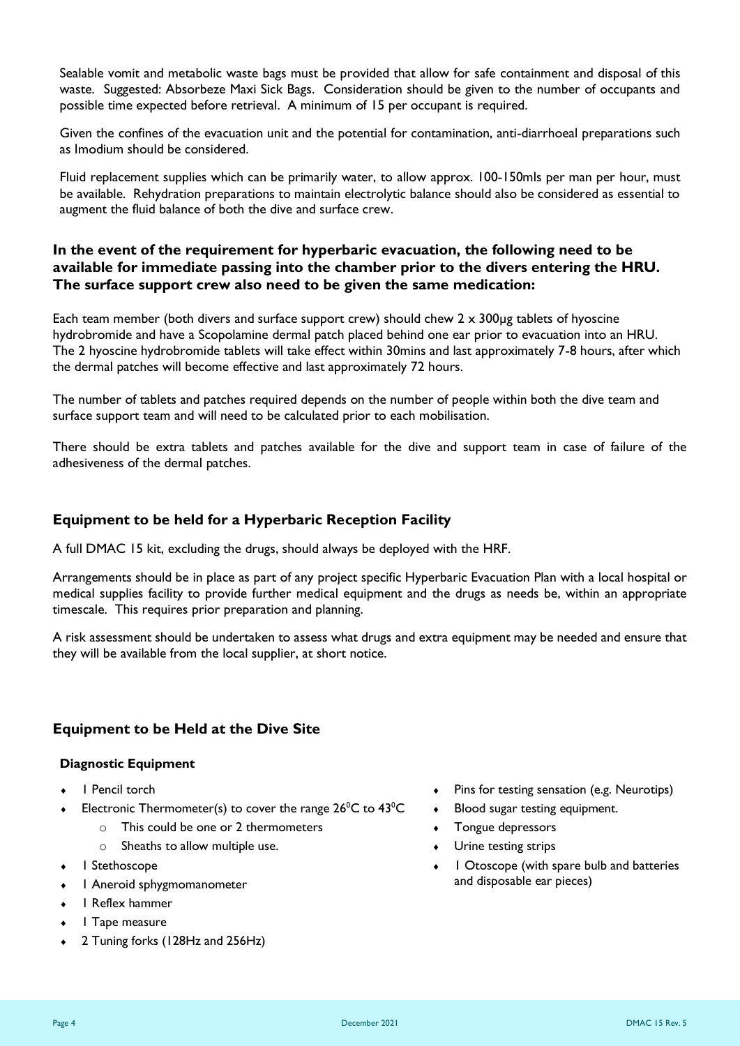Sealable vomit and metabolic waste bags must be provided that allow for safe containment and disposal of this waste. Suggested: Absorbeze Maxi Sick Bags. Consideration should be given to the number of occupants and possible time expected before retrieval. A minimum of 15 per occupant is required.

Given the confines of the evacuation unit and the potential for contamination, anti-diarrhoeal preparations such as Imodium should be considered.

Fluid replacement supplies which can be primarily water, to allow approx. 100-150mls per man per hour, must be available. Rehydration preparations to maintain electrolytic balance should also be considered as essential to augment the fluid balance of both the dive and surface crew.

**In the event of the requirement for hyperbaric evacuation, the following need to be available for immediate passing into the chamber prior to the divers entering the HRU. The surface support crew also need to be given the same medication:**

Each team member (both divers and surface support crew) should chew 2 x 300µg tablets of hyoscine hydrobromide and have a Scopolamine dermal patch placed behind one ear prior to evacuation into an HRU. The 2 hyoscine hydrobromide tablets will take effect within 30mins and last approximately 7-8 hours, after which the dermal patches will become effective and last approximately 72 hours.

The number of tablets and patches required depends on the number of people within both the dive team and surface support team and will need to be calculated prior to each mobilisation.

There should be extra tablets and patches available for the dive and support team in case of failure of the adhesiveness of the dermal patches.

## Equipment to be held for a Hyperbaric Reception Facility

A full DMAC 15 kit, excluding the drugs, should always be deployed with the HRF.

Arrangements should be in place as part of any project specific Hyperbaric Evacuation Plan with a local hospital or medical supplies facility to provide further medical equipment and the drugs as needs be, within an appropriate timescale. This requires prior preparation and planning.

A risk assessment should be undertaken to assess what drugs and extra equipment may be needed and ensure that they will be available from the local supplier, at short notice.

## Equipment to be Held at the Dive Site

**Diagnostic Equipment**

- 1 Pencil torch
- Electronic Thermometer(s) to cover the range 26°C to 43°C
  - This could be one or 2 thermometers
  - Sheaths to allow multiple use.
- 1 Stethoscope
- 1 Aneroid sphygmomanometer
- 1 Reflex hammer
- 1 Tape measure
- 2 Tuning forks (128Hz and 256Hz)
- Pins for testing sensation (e.g. Neurotips)
- Blood sugar testing equipment.
- Tongue depressors
- Urine testing strips
- 1 Otoscope (with spare bulb and batteries and disposable ear pieces)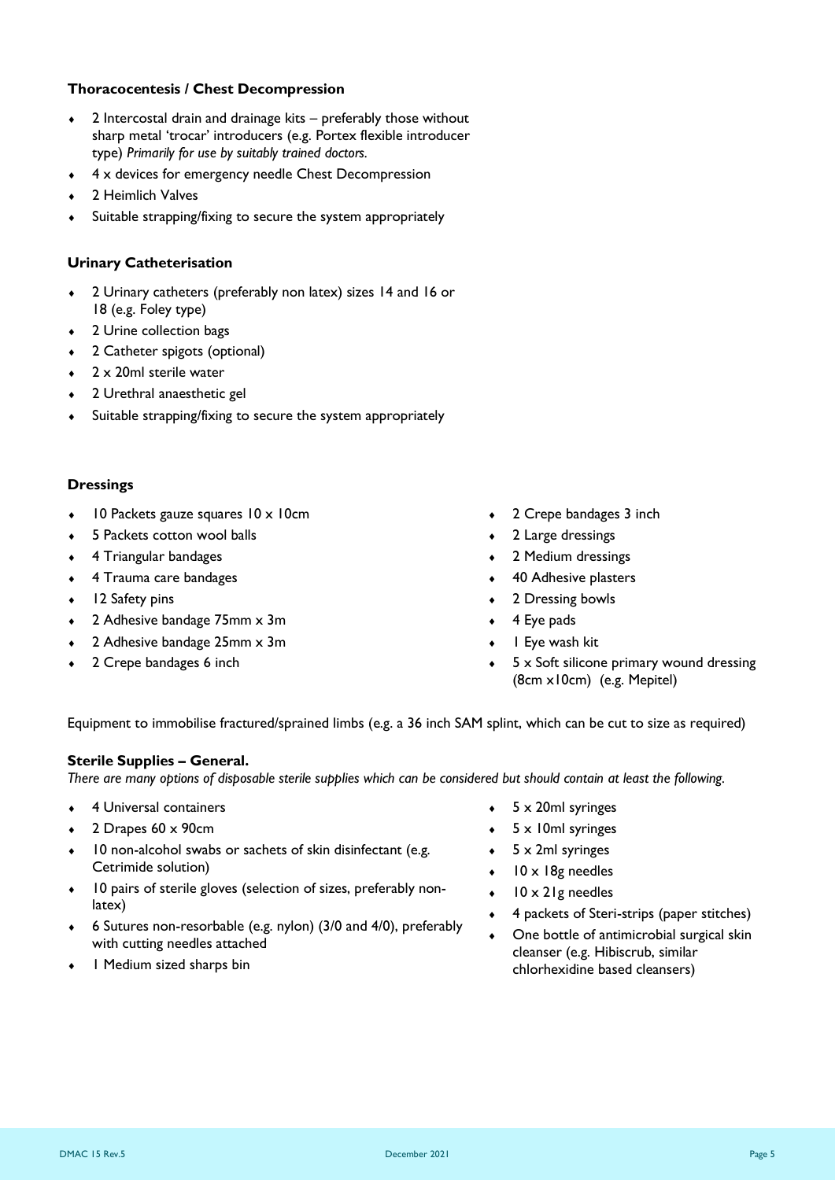### Thoracocentesis / Chest Decompression

- 2 Intercostal drain and drainage kits – preferably those without sharp metal 'trocar' introducers (e.g. Portex flexible introducer type) *Primarily for use by suitably trained doctors.*
- 4 x devices for emergency needle Chest Decompression
- 2 Heimlich Valves
- Suitable strapping/fixing to secure the system appropriately

### Urinary Catheterisation

- 2 Urinary catheters (preferably non latex) sizes 14 and 16 or 18 (e.g. Foley type)
- 2 Urine collection bags
- 2 Catheter spigots (optional)
- 2 x 20ml sterile water
- 2 Urethral anaesthetic gel
- Suitable strapping/fixing to secure the system appropriately

### Dressings

- 10 Packets gauze squares 10 x 10cm
- 5 Packets cotton wool balls
- 4 Triangular bandages
- 4 Trauma care bandages
- 12 Safety pins
- 2 Adhesive bandage 75mm x 3m
- 2 Adhesive bandage 25mm x 3m
- 2 Crepe bandages 6 inch
- 2 Crepe bandages 3 inch
- 2 Large dressings
- 2 Medium dressings
- 40 Adhesive plasters
- 2 Dressing bowls
- 4 Eye pads
- 1 Eye wash kit
- 5 x Soft silicone primary wound dressing (8cm x10cm) (e.g. Mepitel)

Equipment to immobilise fractured/sprained limbs (e.g. a 36 inch SAM splint, which can be cut to size as required)

### Sterile Supplies – General.

*There are many options of disposable sterile supplies which can be considered but should contain at least the following.*

- 4 Universal containers
- 2 Drapes 60 x 90cm
- 10 non-alcohol swabs or sachets of skin disinfectant (e.g. Cetrimide solution)
- 10 pairs of sterile gloves (selection of sizes, preferably non-latex)
- 6 Sutures non-resorbable (e.g. nylon) (3/0 and 4/0), preferably with cutting needles attached
- 1 Medium sized sharps bin
- 5 x 20ml syringes
- 5 x 10ml syringes
- 5 x 2ml syringes
- 10 x 18g needles
- 10 x 21g needles
- 4 packets of Steri-strips (paper stitches)
- One bottle of antimicrobial surgical skin cleanser (e.g. Hibiscrub, similar chlorhexidine based cleansers)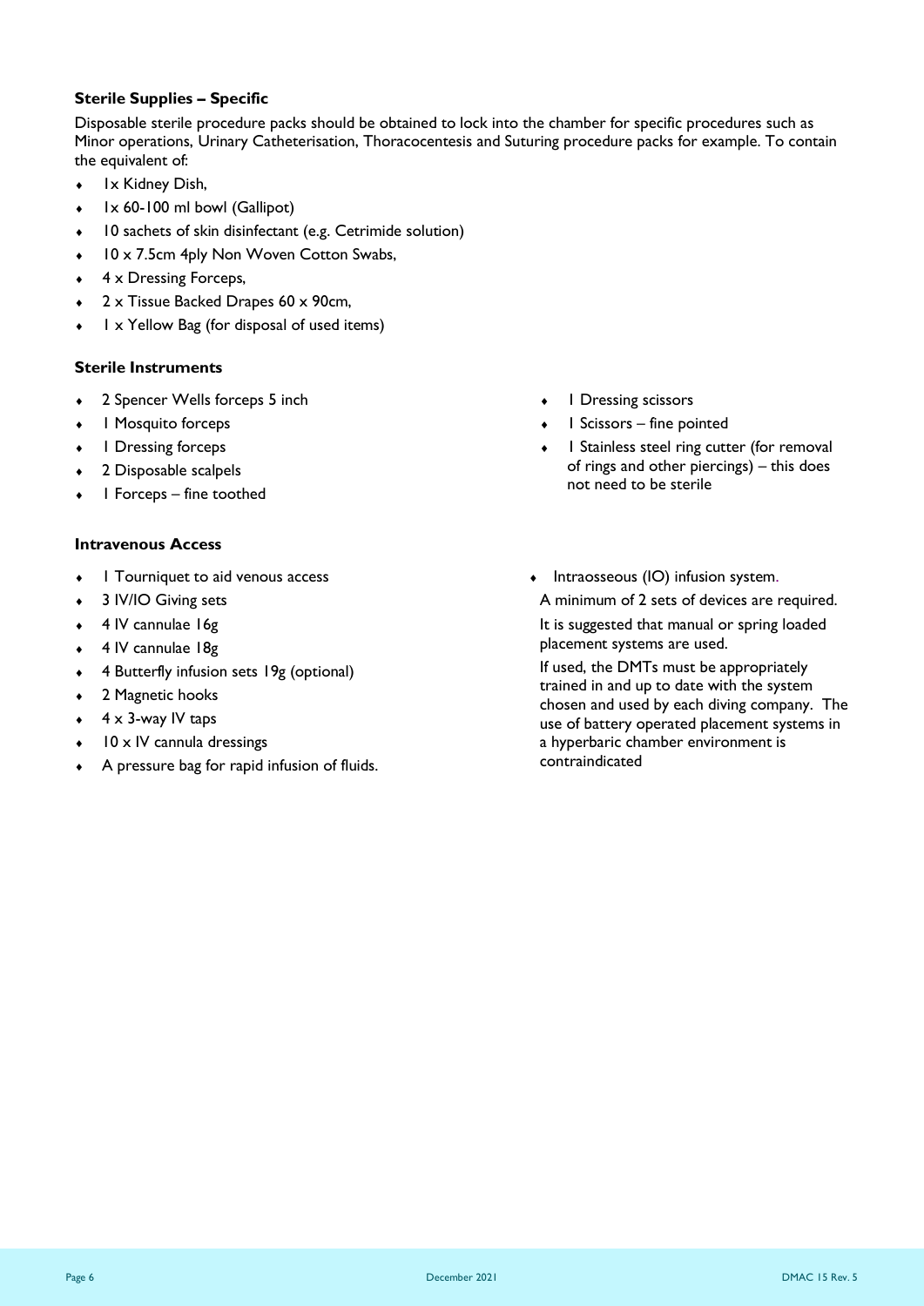### Sterile Supplies – Specific

Disposable sterile procedure packs should be obtained to lock into the chamber for specific procedures such as Minor operations, Urinary Catheterisation, Thoracocentesis and Suturing procedure packs for example. To contain the equivalent of:

- 1x Kidney Dish,
- 1x 60-100 ml bowl (Gallipot)
- 10 sachets of skin disinfectant (e.g. Cetrimide solution)
- 10 x 7.5cm 4ply Non Woven Cotton Swabs,
- 4 x Dressing Forceps,
- 2 x Tissue Backed Drapes 60 x 90cm,
- 1 x Yellow Bag (for disposal of used items)

### Sterile Instruments

- 2 Spencer Wells forceps 5 inch
- 1 Mosquito forceps
- 1 Dressing forceps
- 2 Disposable scalpels
- 1 Forceps – fine toothed
- 1 Dressing scissors
- 1 Scissors – fine pointed
- 1 Stainless steel ring cutter (for removal of rings and other piercings) – this does not need to be sterile

### Intravenous Access

- 1 Tourniquet to aid venous access
- 3 IV/IO Giving sets
- 4 IV cannulae 16g
- 4 IV cannulae 18g
- 4 Butterfly infusion sets 19g (optional)
- 2 Magnetic hooks
- 4 x 3-way IV taps
- 10 x IV cannula dressings
- A pressure bag for rapid infusion of fluids.
- Intraosseous (IO) infusion system.

  A minimum of 2 sets of devices are required.

  It is suggested that manual or spring loaded placement systems are used.

  If used, the DMTs must be appropriately trained in and up to date with the system chosen and used by each diving company. The use of battery operated placement systems in a hyperbaric chamber environment is contraindicated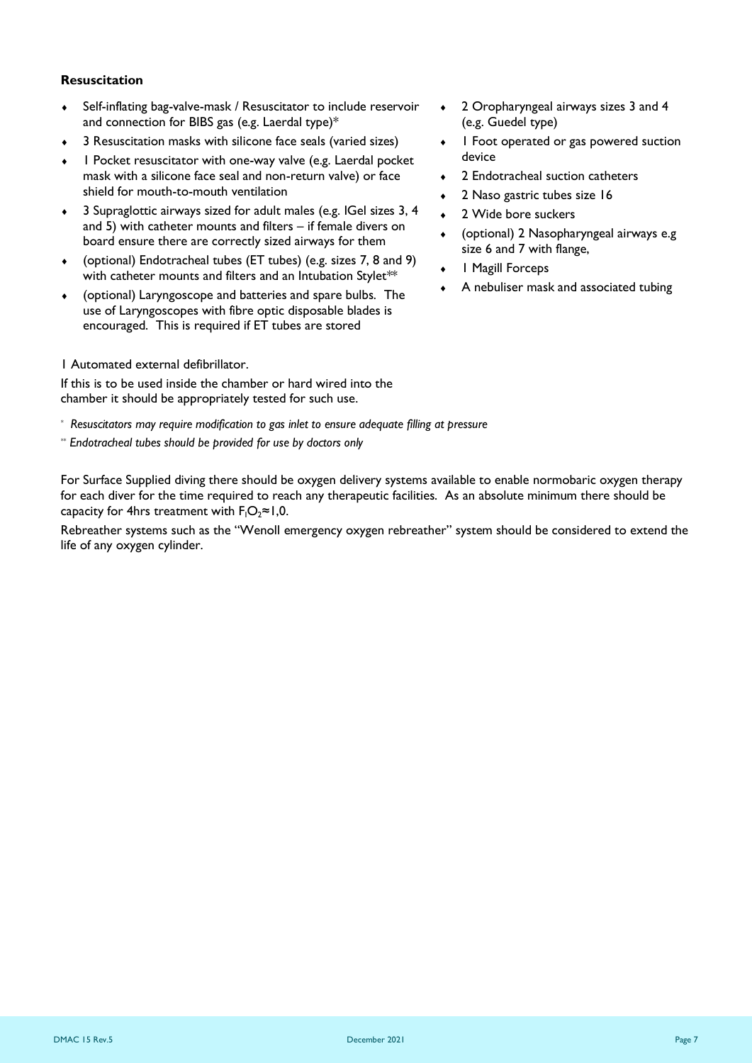**Resuscitation**

- Self-inflating bag-valve-mask / Resuscitator to include reservoir and connection for BIBS gas (e.g. Laerdal type)*
- 3 Resuscitation masks with silicone face seals (varied sizes)
- 1 Pocket resuscitator with one-way valve (e.g. Laerdal pocket mask with a silicone face seal and non-return valve) or face shield for mouth-to-mouth ventilation
- 3 Supraglottic airways sized for adult males (e.g. IGel sizes 3, 4 and 5) with catheter mounts and filters – if female divers on board ensure there are correctly sized airways for them
- (optional) Endotracheal tubes (ET tubes) (e.g. sizes 7, 8 and 9) with catheter mounts and filters and an Intubation Stylet**
- (optional) Laryngoscope and batteries and spare bulbs. The use of Laryngoscopes with fibre optic disposable blades is encouraged. This is required if ET tubes are stored
- 2 Oropharyngeal airways sizes 3 and 4 (e.g. Guedel type)
- 1 Foot operated or gas powered suction device
- 2 Endotracheal suction catheters
- 2 Naso gastric tubes size 16
- 2 Wide bore suckers
- (optional) 2 Nasopharyngeal airways e.g size 6 and 7 with flange,
- 1 Magill Forceps
- A nebuliser mask and associated tubing

1 Automated external defibrillator.

If this is to be used inside the chamber or hard wired into the chamber it should be appropriately tested for such use.

\* *Resuscitators may require modification to gas inlet to ensure adequate filling at pressure*

\*\* *Endotracheal tubes should be provided for use by doctors only*

For Surface Supplied diving there should be oxygen delivery systems available to enable normobaric oxygen therapy for each diver for the time required to reach any therapeutic facilities. As an absolute minimum there should be capacity for 4hrs treatment with $F_IO_2 \approx 1,0$.

Rebreather systems such as the "Wenoll emergency oxygen rebreather" system should be considered to extend the life of any oxygen cylinder.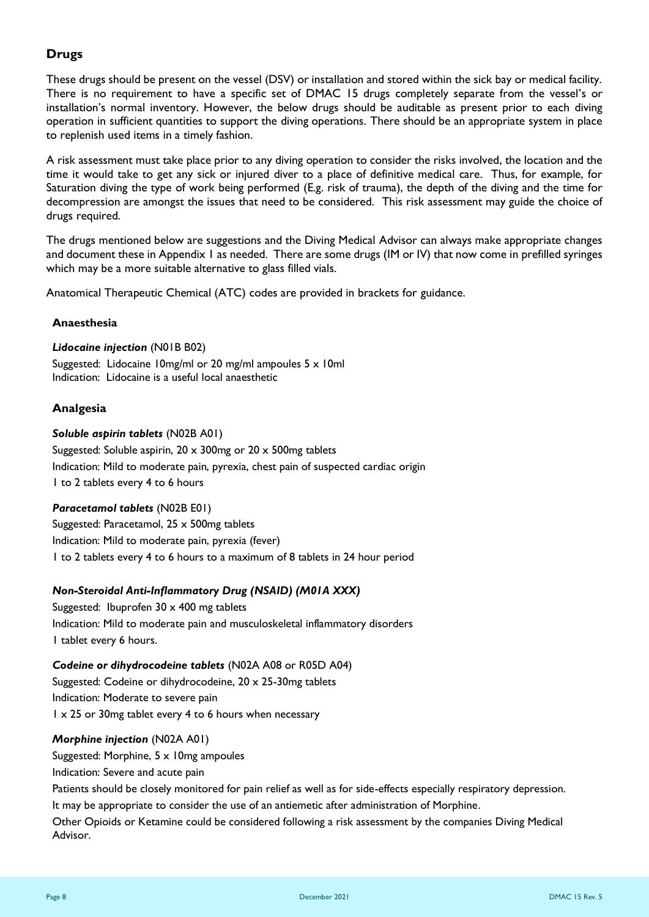## Drugs

These drugs should be present on the vessel (DSV) or installation and stored within the sick bay or medical facility. There is no requirement to have a specific set of DMAC 15 drugs completely separate from the vessel's or installation's normal inventory. However, the below drugs should be auditable as present prior to each diving operation in sufficient quantities to support the diving operations. There should be an appropriate system in place to replenish used items in a timely fashion.

A risk assessment must take place prior to any diving operation to consider the risks involved, the location and the time it would take to get any sick or injured diver to a place of definitive medical care. Thus, for example, for Saturation diving the type of work being performed (E.g. risk of trauma), the depth of the diving and the time for decompression are amongst the issues that need to be considered. This risk assessment may guide the choice of drugs required.

The drugs mentioned below are suggestions and the Diving Medical Advisor can always make appropriate changes and document these in Appendix 1 as needed. There are some drugs (IM or IV) that now come in prefilled syringes which may be a more suitable alternative to glass filled vials.

Anatomical Therapeutic Chemical (ATC) codes are provided in brackets for guidance.

### Anaesthesia

***Lidocaine injection*** (N01B B02)

Suggested: Lidocaine 10mg/ml or 20 mg/ml ampoules 5 x 10ml
Indication: Lidocaine is a useful local anaesthetic

### Analgesia

***Soluble aspirin tablets*** (N02B A01)

Suggested: Soluble aspirin, 20 x 300mg or 20 x 500mg tablets

Indication: Mild to moderate pain, pyrexia, chest pain of suspected cardiac origin

1 to 2 tablets every 4 to 6 hours

***Paracetamol tablets*** (N02B E01)

Suggested: Paracetamol, 25 x 500mg tablets

Indication: Mild to moderate pain, pyrexia (fever)

1 to 2 tablets every 4 to 6 hours to a maximum of 8 tablets in 24 hour period

***Non-Steroidal Anti-Inflammatory Drug (NSAID) (M01A XXX)***

Suggested: Ibuprofen 30 x 400 mg tablets

Indication: Mild to moderate pain and musculoskeletal inflammatory disorders

1 tablet every 6 hours.

***Codeine or dihydrocodeine tablets*** (N02A A08 or R05D A04)

Suggested: Codeine or dihydrocodeine, 20 x 25-30mg tablets

Indication: Moderate to severe pain

1 x 25 or 30mg tablet every 4 to 6 hours when necessary

***Morphine injection*** (N02A A01)

Suggested: Morphine, 5 x 10mg ampoules

Indication: Severe and acute pain

Patients should be closely monitored for pain relief as well as for side-effects especially respiratory depression.

It may be appropriate to consider the use of an antiemetic after administration of Morphine.

Other Opioids or Ketamine could be considered following a risk assessment by the companies Diving Medical Advisor.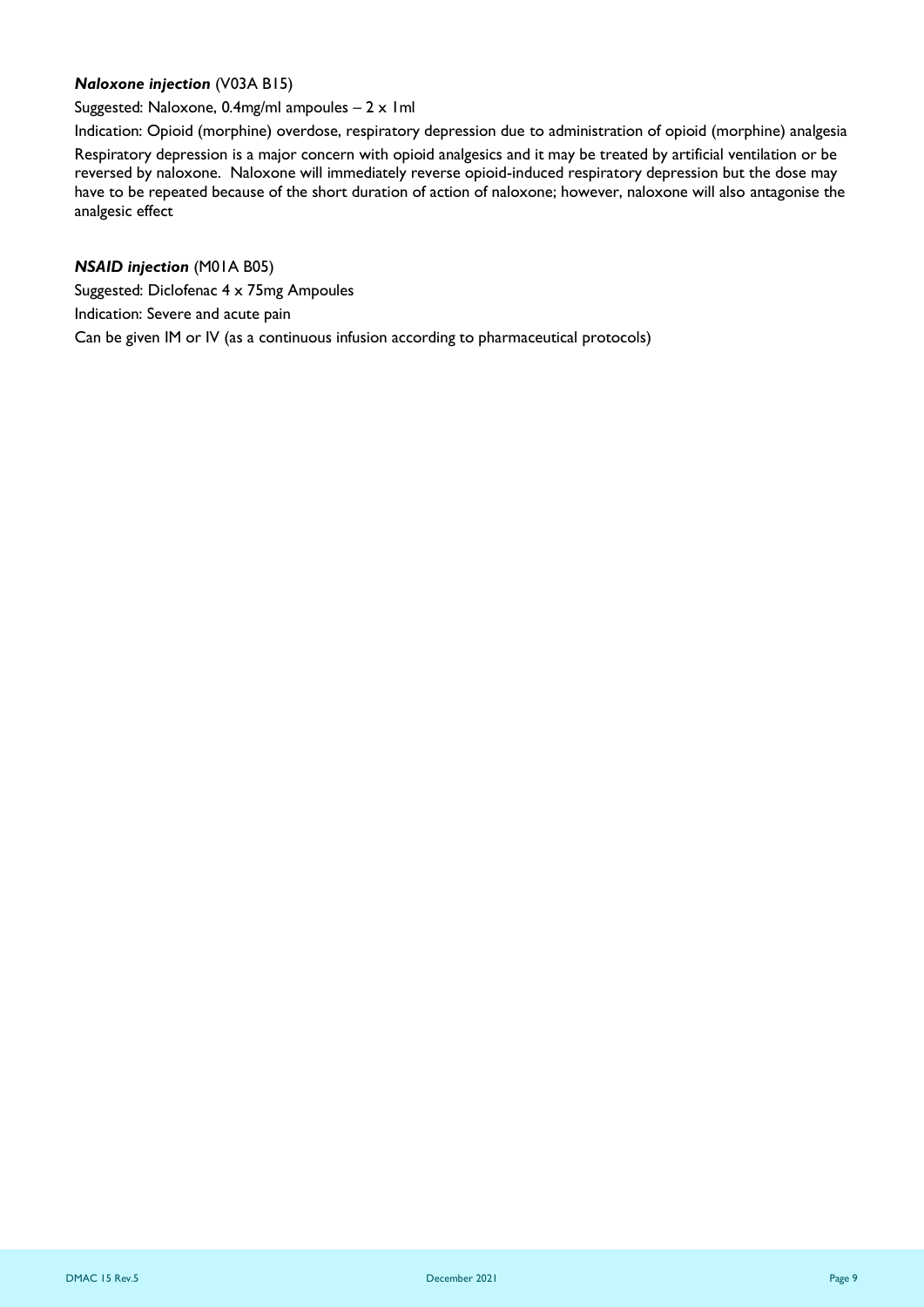***Naloxone injection*** (V03A B15)

Suggested: Naloxone, 0.4mg/ml ampoules – 2 x 1ml

Indication: Opioid (morphine) overdose, respiratory depression due to administration of opioid (morphine) analgesia

Respiratory depression is a major concern with opioid analgesics and it may be treated by artificial ventilation or be reversed by naloxone. Naloxone will immediately reverse opioid-induced respiratory depression but the dose may have to be repeated because of the short duration of action of naloxone; however, naloxone will also antagonise the analgesic effect

***NSAID injection*** (M01A B05)

Suggested: Diclofenac 4 x 75mg Ampoules

Indication: Severe and acute pain

Can be given IM or IV (as a continuous infusion according to pharmaceutical protocols)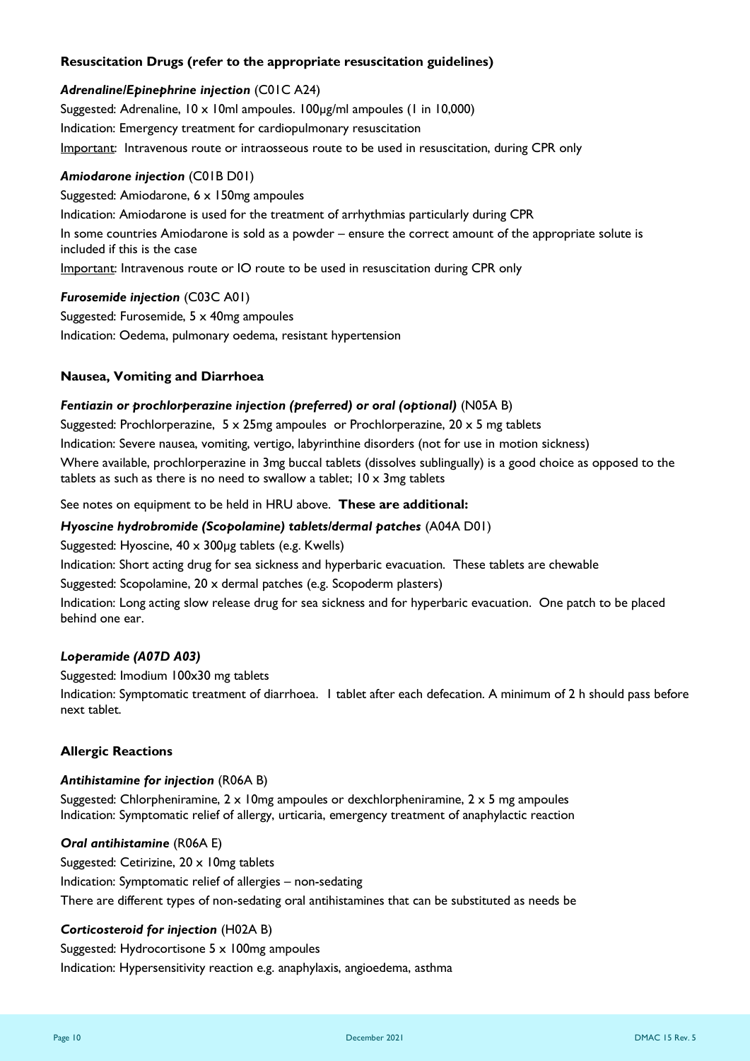### Resuscitation Drugs (refer to the appropriate resuscitation guidelines)

***Adrenaline/Epinephrine injection*** (C01C A24)

Suggested: Adrenaline, 10 x 10ml ampoules. 100µg/ml ampoules (1 in 10,000)

Indication: Emergency treatment for cardiopulmonary resuscitation

Important: Intravenous route or intraosseous route to be used in resuscitation, during CPR only

***Amiodarone injection*** (C01B D01)

Suggested: Amiodarone, 6 x 150mg ampoules

Indication: Amiodarone is used for the treatment of arrhythmias particularly during CPR

In some countries Amiodarone is sold as a powder – ensure the correct amount of the appropriate solute is included if this is the case

Important: Intravenous route or IO route to be used in resuscitation during CPR only

***Furosemide injection*** (C03C A01)

Suggested: Furosemide, 5 x 40mg ampoules

Indication: Oedema, pulmonary oedema, resistant hypertension

### Nausea, Vomiting and Diarrhoea

***Fentiazin or prochlorperazine injection (preferred) or oral (optional)*** (N05A B)

Suggested: Prochlorperazine, 5 x 25mg ampoules or Prochlorperazine, 20 x 5 mg tablets

Indication: Severe nausea, vomiting, vertigo, labyrinthine disorders (not for use in motion sickness)

Where available, prochlorperazine in 3mg buccal tablets (dissolves sublingually) is a good choice as opposed to the tablets as such as there is no need to swallow a tablet; 10 x 3mg tablets

See notes on equipment to be held in HRU above. **These are additional:**

***Hyoscine hydrobromide (Scopolamine) tablets/dermal patches*** (A04A D01)

Suggested: Hyoscine, 40 x 300µg tablets (e.g. Kwells)

Indication: Short acting drug for sea sickness and hyperbaric evacuation. These tablets are chewable

Suggested: Scopolamine, 20 x dermal patches (e.g. Scopoderm plasters)

Indication: Long acting slow release drug for sea sickness and for hyperbaric evacuation. One patch to be placed behind one ear.

***Loperamide (A07D A03)***

Suggested: Imodium 100x30 mg tablets

Indication: Symptomatic treatment of diarrhoea. 1 tablet after each defecation. A minimum of 2 h should pass before next tablet.

### Allergic Reactions

***Antihistamine for injection*** (R06A B)

Suggested: Chlorpheniramine, 2 x 10mg ampoules or dexchlorpheniramine, 2 x 5 mg ampoules
Indication: Symptomatic relief of allergy, urticaria, emergency treatment of anaphylactic reaction

***Oral antihistamine*** (R06A E)

Suggested: Cetirizine, 20 x 10mg tablets

Indication: Symptomatic relief of allergies – non-sedating

There are different types of non-sedating oral antihistamines that can be substituted as needs be

***Corticosteroid for injection*** (H02A B)

Suggested: Hydrocortisone 5 x 100mg ampoules

Indication: Hypersensitivity reaction e.g. anaphylaxis, angioedema, asthma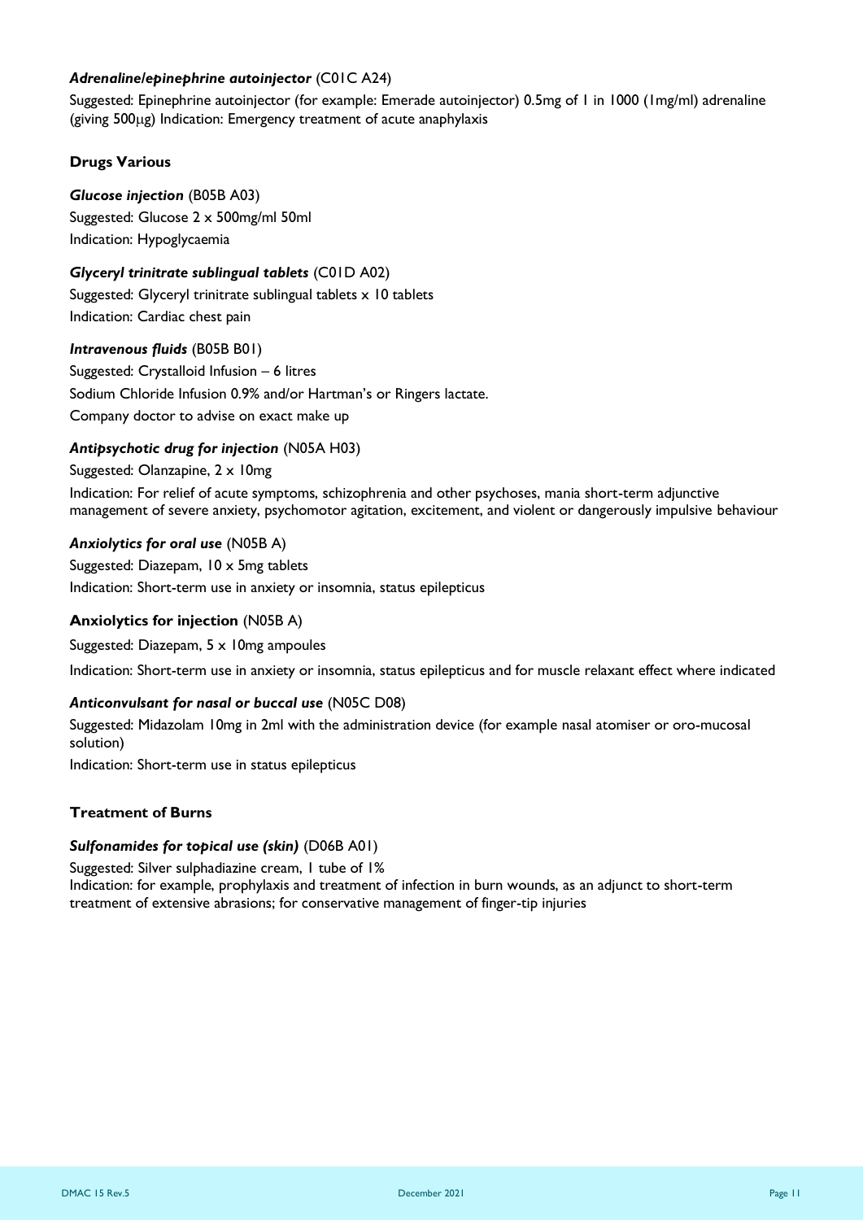***Adrenaline/epinephrine autoinjector*** (C01C A24)

Suggested: Epinephrine autoinjector (for example: Emerade autoinjector) 0.5mg of 1 in 1000 (1mg/ml) adrenaline (giving 500μg) Indication: Emergency treatment of acute anaphylaxis

### Drugs Various

***Glucose injection*** (B05B A03)

Suggested: Glucose 2 x 500mg/ml 50ml

Indication: Hypoglycaemia

***Glyceryl trinitrate sublingual tablets*** (C01D A02)

Suggested: Glyceryl trinitrate sublingual tablets x 10 tablets

Indication: Cardiac chest pain

***Intravenous fluids*** (B05B B01)

Suggested: Crystalloid Infusion – 6 litres

Sodium Chloride Infusion 0.9% and/or Hartman's or Ringers lactate.

Company doctor to advise on exact make up

***Antipsychotic drug for injection*** (N05A H03)

Suggested: Olanzapine, 2 x 10mg

Indication: For relief of acute symptoms, schizophrenia and other psychoses, mania short-term adjunctive management of severe anxiety, psychomotor agitation, excitement, and violent or dangerously impulsive behaviour

***Anxiolytics for oral use*** (N05B A)

Suggested: Diazepam, 10 x 5mg tablets

Indication: Short-term use in anxiety or insomnia, status epilepticus

**Anxiolytics for injection** (N05B A)

Suggested: Diazepam, 5 x 10mg ampoules

Indication: Short-term use in anxiety or insomnia, status epilepticus and for muscle relaxant effect where indicated

***Anticonvulsant for nasal or buccal use*** (N05C D08)

Suggested: Midazolam 10mg in 2ml with the administration device (for example nasal atomiser or oro-mucosal solution)

Indication: Short-term use in status epilepticus

### Treatment of Burns

***Sulfonamides for topical use (skin)*** (D06B A01)

Suggested: Silver sulphadiazine cream, 1 tube of 1%

Indication: for example, prophylaxis and treatment of infection in burn wounds, as an adjunct to short-term treatment of extensive abrasions; for conservative management of finger-tip injuries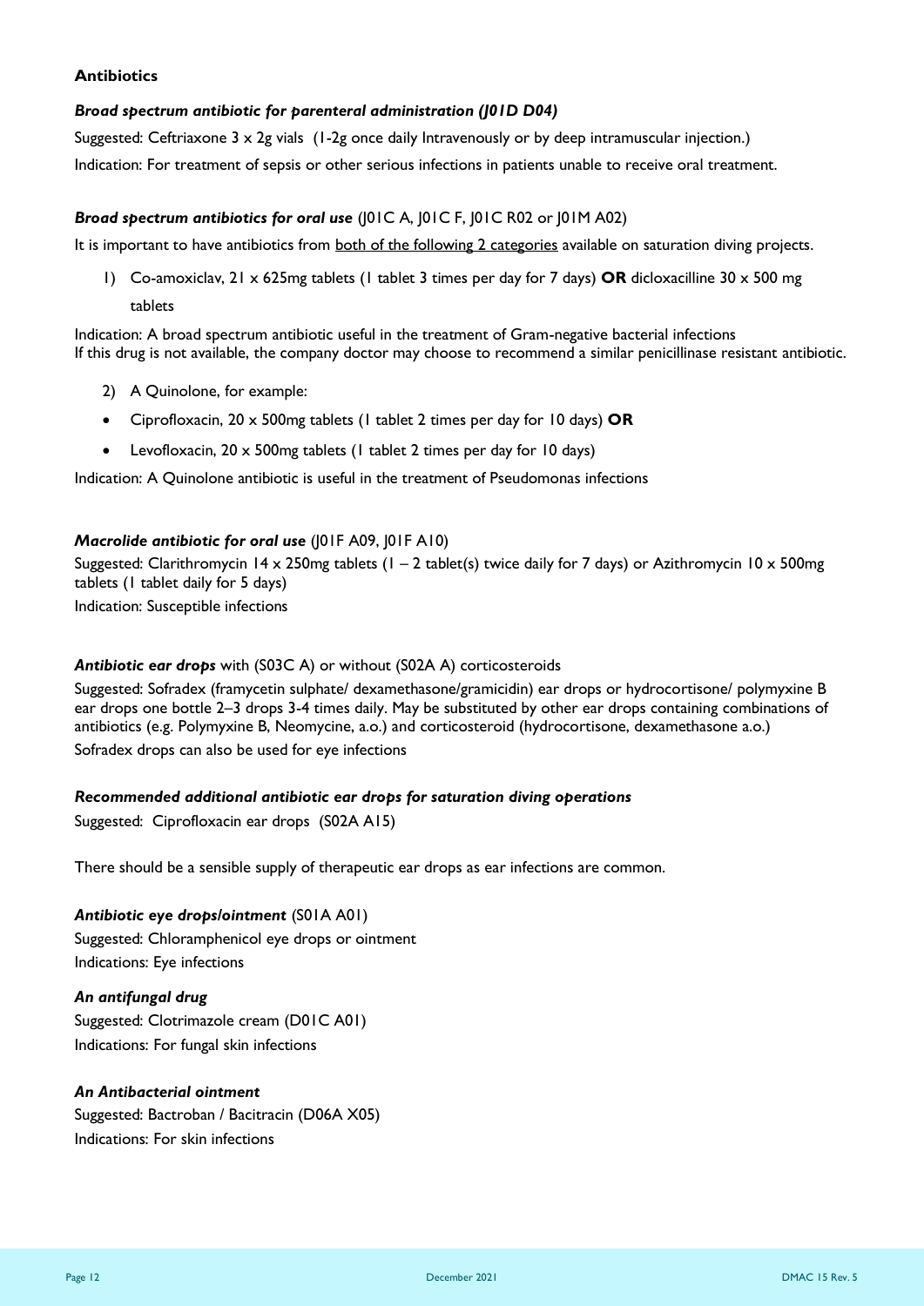### Antibiotics

***Broad spectrum antibiotic for parenteral administration (J01D D04)***

Suggested: Ceftriaxone 3 x 2g vials (1-2g once daily Intravenously or by deep intramuscular injection.)

Indication: For treatment of sepsis or other serious infections in patients unable to receive oral treatment.

***Broad spectrum antibiotics for oral use*** (J01C A, J01C F, J01C R02 or J01M A02)

It is important to have antibiotics from both of the following 2 categories available on saturation diving projects.

1) Co-amoxiclav, 21 x 625mg tablets (1 tablet 3 times per day for 7 days) **OR** dicloxacilline 30 x 500 mg tablets

Indication: A broad spectrum antibiotic useful in the treatment of Gram-negative bacterial infections
If this drug is not available, the company doctor may choose to recommend a similar penicillinase resistant antibiotic.

2) A Quinolone, for example:

- Ciprofloxacin, 20 x 500mg tablets (1 tablet 2 times per day for 10 days) **OR**
- Levofloxacin, 20 x 500mg tablets (1 tablet 2 times per day for 10 days)

Indication: A Quinolone antibiotic is useful in the treatment of Pseudomonas infections

***Macrolide antibiotic for oral use*** (J01F A09, J01F A10)

Suggested: Clarithromycin 14 x 250mg tablets (1 – 2 tablet(s) twice daily for 7 days) or Azithromycin 10 x 500mg tablets (1 tablet daily for 5 days)

Indication: Susceptible infections

***Antibiotic ear drops*** with (S03C A) or without (S02A A) corticosteroids

Suggested: Sofradex (framycetin sulphate/ dexamethasone/gramicidin) ear drops or hydrocortisone/ polymyxine B ear drops one bottle 2–3 drops 3-4 times daily. May be substituted by other ear drops containing combinations of antibiotics (e.g. Polymyxine B, Neomycine, a.o.) and corticosteroid (hydrocortisone, dexamethasone a.o.)

Sofradex drops can also be used for eye infections

***Recommended additional antibiotic ear drops for saturation diving operations***

Suggested: Ciprofloxacin ear drops (S02A A15)

There should be a sensible supply of therapeutic ear drops as ear infections are common.

***Antibiotic eye drops/ointment*** (S01A A01)

Suggested: Chloramphenicol eye drops or ointment

Indications: Eye infections

***An antifungal drug***

Suggested: Clotrimazole cream (D01C A01)

Indications: For fungal skin infections

***An Antibacterial ointment***

Suggested: Bactroban / Bacitracin (D06A X05)

Indications: For skin infections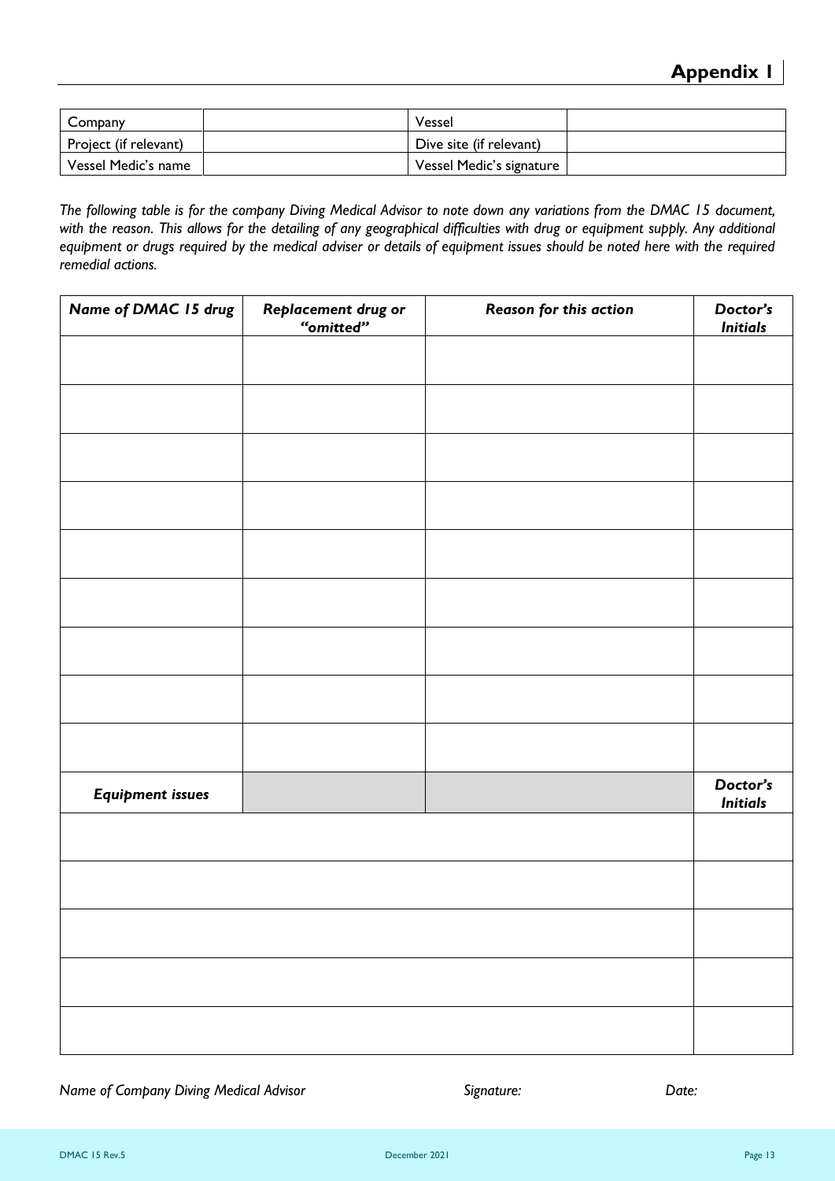# Appendix 1

| | | | |
|---|---|---|---|
| Company | | Vessel | |
| Project (if relevant) | | Dive site (if relevant) | |
| Vessel Medic's name | | Vessel Medic's signature | |

*The following table is for the company Diving Medical Advisor to note down any variations from the DMAC 15 document, with the reason. This allows for the detailing of any geographical difficulties with drug or equipment supply. Any additional equipment or drugs required by the medical adviser or details of equipment issues should be noted here with the required remedial actions.*

| ***Name of DMAC 15 drug*** | ***Replacement drug or "omitted"*** | ***Reason for this action*** | ***Doctor's Initials*** |
|---|---|---|---|
| | | | |
| | | | |
| | | | |
| | | | |
| | | | |
| | | | |
| | | | |
| | | | |
| | | | |
| ***Equipment issues*** | | | ***Doctor's Initials*** |
| | | | |
| | | | |
| | | | |
| | | | |
| | | | |

*Name of Company Diving Medical Advisor* *Signature:* *Date:*